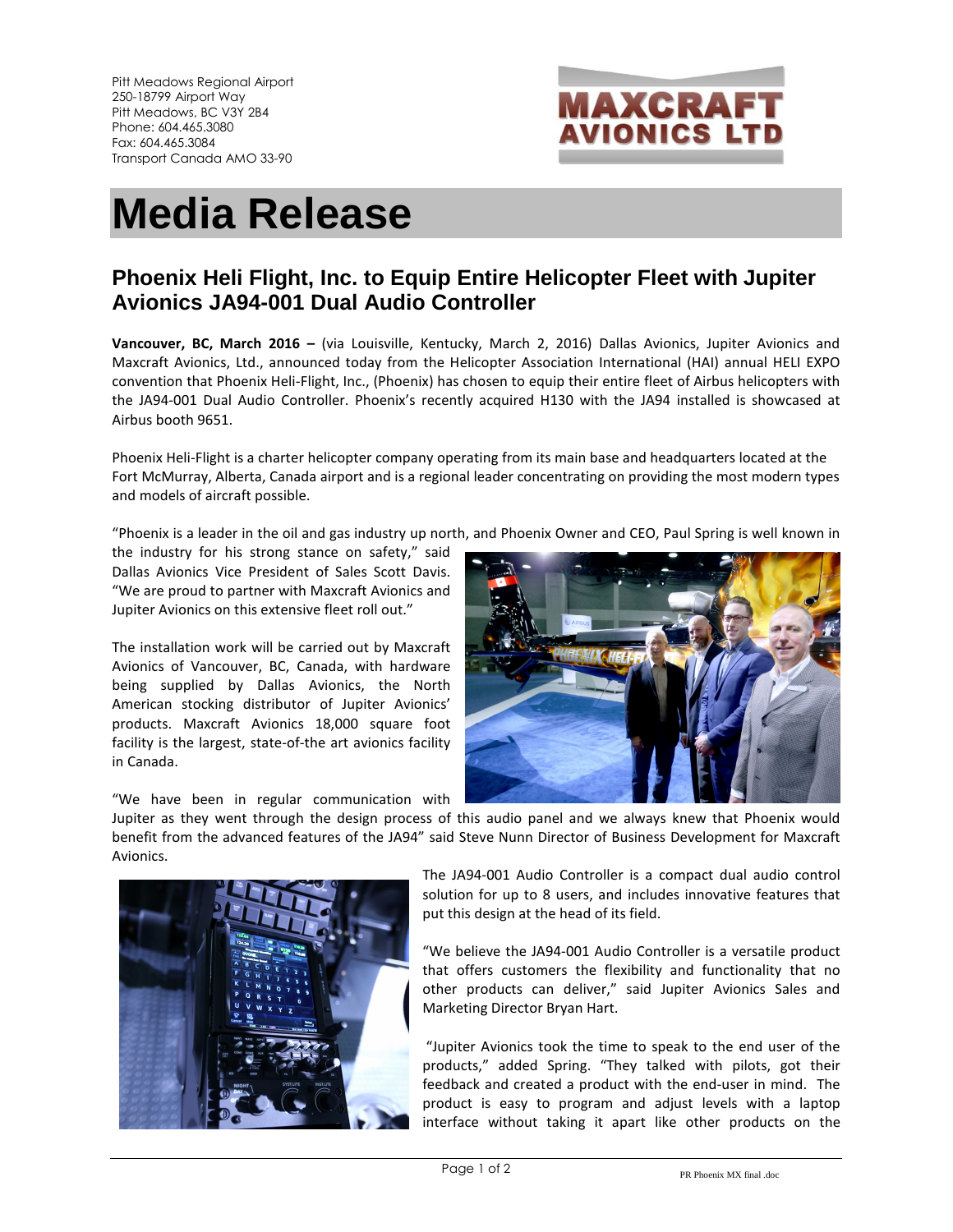Pitt Meadows Regional Airport
250-18799 Airport Way
Pitt Meadows, BC V3Y 2B4
Phone: 604.465.3080
Fax: 604.465.3084
Transport Canada AMO 33-90

MAXCRAFT AVIONICS LTD

# Media Release

## Phoenix Heli Flight, Inc. to Equip Entire Helicopter Fleet with Jupiter Avionics JA94-001 Dual Audio Controller

**Vancouver, BC, March 2016 –** (via Louisville, Kentucky, March 2, 2016) Dallas Avionics, Jupiter Avionics and Maxcraft Avionics, Ltd., announced today from the Helicopter Association International (HAI) annual HELI EXPO convention that Phoenix Heli-Flight, Inc., (Phoenix) has chosen to equip their entire fleet of Airbus helicopters with the JA94-001 Dual Audio Controller. Phoenix's recently acquired H130 with the JA94 installed is showcased at Airbus booth 9651.

Phoenix Heli-Flight is a charter helicopter company operating from its main base and headquarters located at the Fort McMurray, Alberta, Canada airport and is a regional leader concentrating on providing the most modern types and models of aircraft possible.

"Phoenix is a leader in the oil and gas industry up north, and Phoenix Owner and CEO, Paul Spring is well known in the industry for his strong stance on safety," said Dallas Avionics Vice President of Sales Scott Davis. "We are proud to partner with Maxcraft Avionics and Jupiter Avionics on this extensive fleet roll out."

The installation work will be carried out by Maxcraft Avionics of Vancouver, BC, Canada, with hardware being supplied by Dallas Avionics, the North American stocking distributor of Jupiter Avionics' products. Maxcraft Avionics 18,000 square foot facility is the largest, state-of-the art avionics facility in Canada.

"We have been in regular communication with Jupiter as they went through the design process of this audio panel and we always knew that Phoenix would benefit from the advanced features of the JA94" said Steve Nunn Director of Business Development for Maxcraft Avionics.

The JA94-001 Audio Controller is a compact dual audio control solution for up to 8 users, and includes innovative features that put this design at the head of its field.

"We believe the JA94-001 Audio Controller is a versatile product that offers customers the flexibility and functionality that no other products can deliver," said Jupiter Avionics Sales and Marketing Director Bryan Hart.

"Jupiter Avionics took the time to speak to the end user of the products," added Spring. "They talked with pilots, got their feedback and created a product with the end-user in mind. The product is easy to program and adjust levels with a laptop interface without taking it apart like other products on the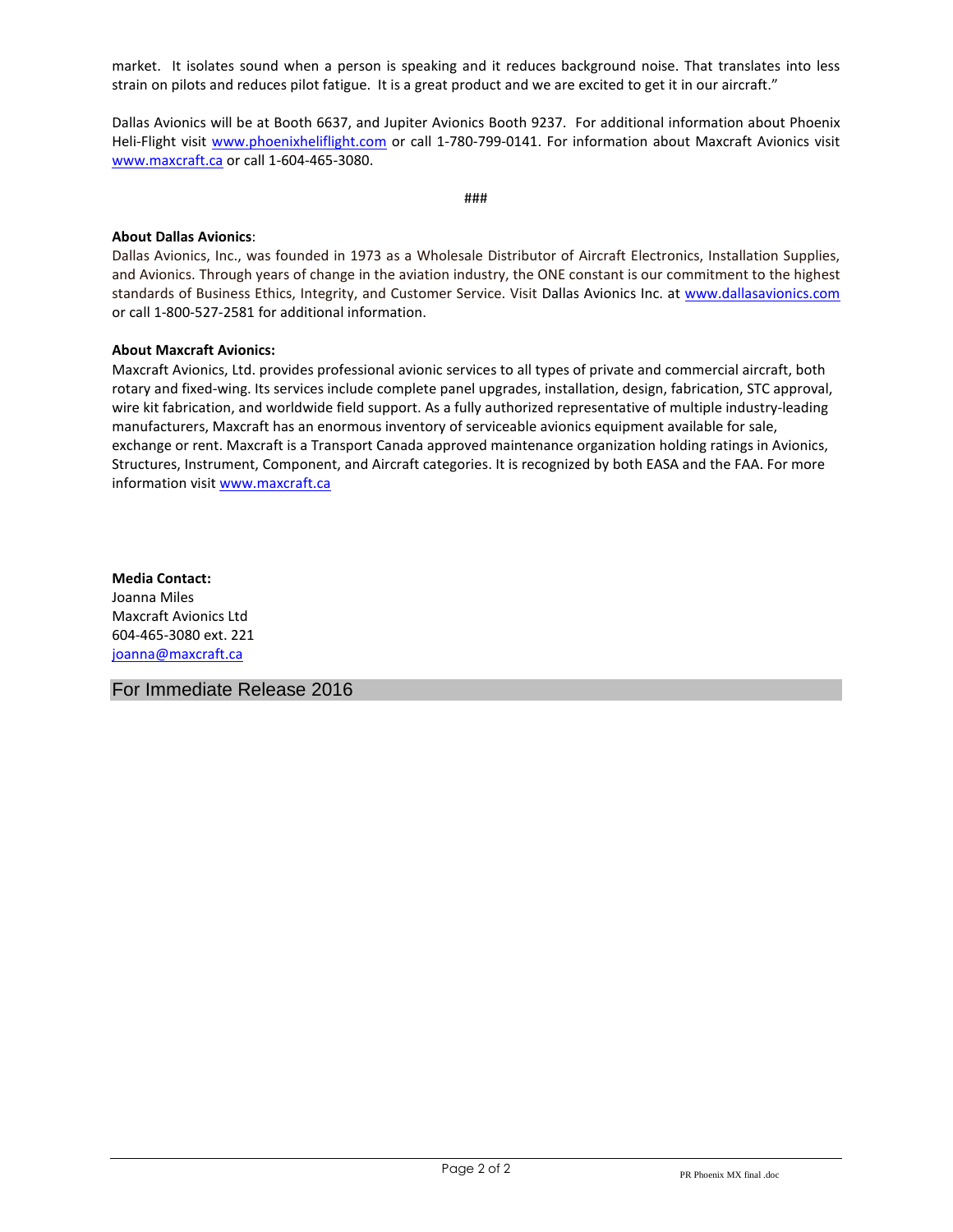market. It isolates sound when a person is speaking and it reduces background noise. That translates into less strain on pilots and reduces pilot fatigue. It is a great product and we are excited to get it in our aircraft."

Dallas Avionics will be at Booth 6637, and Jupiter Avionics Booth 9237. For additional information about Phoenix Heli-Flight visit www.phoenixheliflight.com or call 1-780-799-0141. For information about Maxcraft Avionics visit www.maxcraft.ca or call 1-604-465-3080.

###

**About Dallas Avionics**:
Dallas Avionics, Inc., was founded in 1973 as a Wholesale Distributor of Aircraft Electronics, Installation Supplies, and Avionics. Through years of change in the aviation industry, the ONE constant is our commitment to the highest standards of Business Ethics, Integrity, and Customer Service. Visit Dallas Avionics Inc. at www.dallasavionics.com or call 1-800-527-2581 for additional information.

**About Maxcraft Avionics:**
Maxcraft Avionics, Ltd. provides professional avionic services to all types of private and commercial aircraft, both rotary and fixed-wing. Its services include complete panel upgrades, installation, design, fabrication, STC approval, wire kit fabrication, and worldwide field support. As a fully authorized representative of multiple industry-leading manufacturers, Maxcraft has an enormous inventory of serviceable avionics equipment available for sale, exchange or rent. Maxcraft is a Transport Canada approved maintenance organization holding ratings in Avionics, Structures, Instrument, Component, and Aircraft categories. It is recognized by both EASA and the FAA. For more information visit www.maxcraft.ca

**Media Contact:**
Joanna Miles
Maxcraft Avionics Ltd
604-465-3080 ext. 221
joanna@maxcraft.ca

For Immediate Release 2016